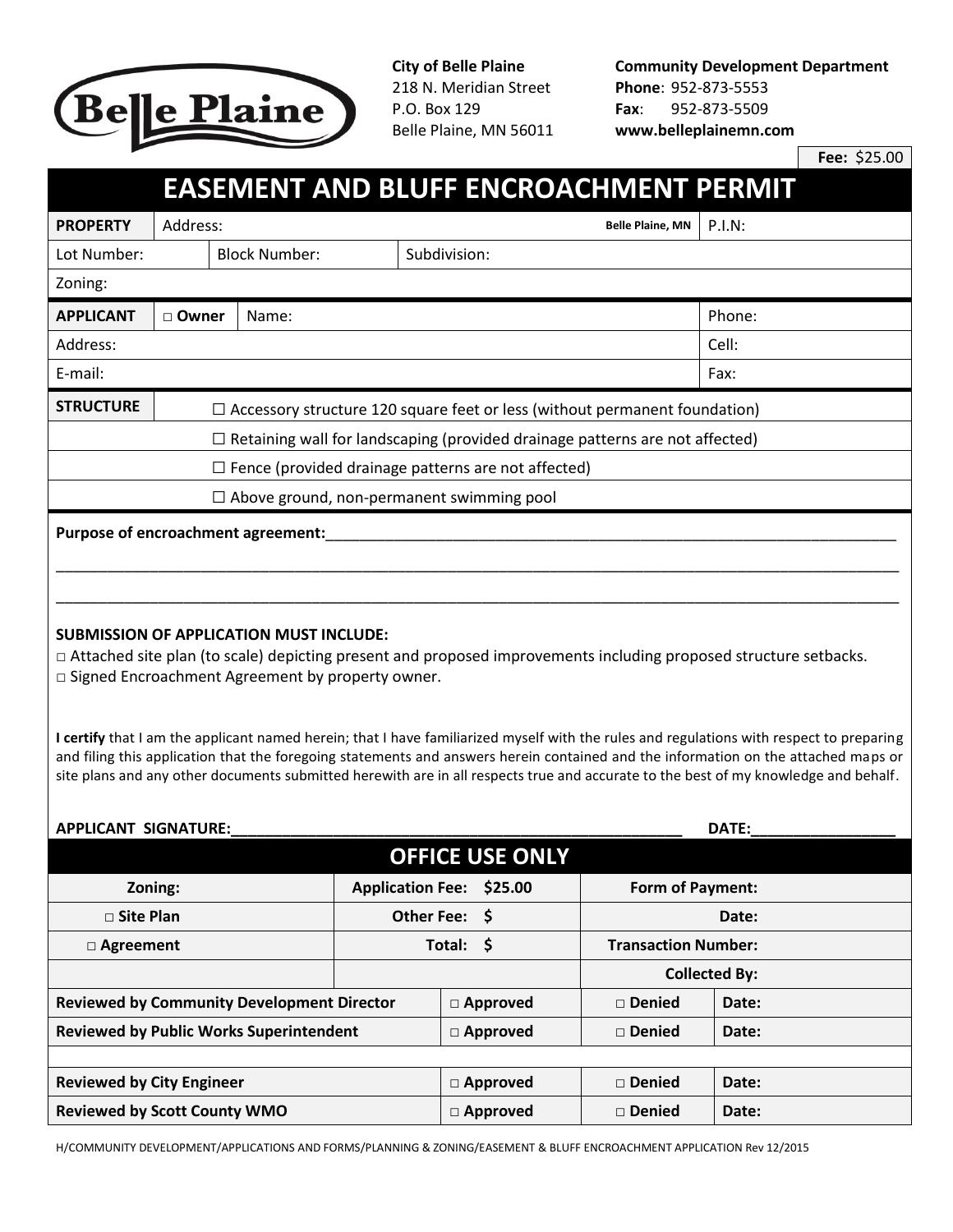**City of Belle Plaine**
218 N. Meridian Street
P.O. Box 129
Belle Plaine, MN 56011

**Community Development Department**
**Phone**: 952-873-5553
**Fax**: 952-873-5509
**www.belleplainemn.com**

**Fee:** $25.00

# EASEMENT AND BLUFF ENCROACHMENT PERMIT

| **PROPERTY** | Address: **Belle Plaine, MN** | P.I.N: |
|---|---|---|
| Lot Number: | Block Number: | Subdivision: |
| Zoning: | | |

| **APPLICANT** | □ **Owner** | Name: | Phone: |
|---|---|---|---|
| Address: | | | Cell: |
| E-mail: | | | Fax: |

| **STRUCTURE** | ☐ Accessory structure 120 square feet or less (without permanent foundation) |
|---|---|
| | ☐ Retaining wall for landscaping (provided drainage patterns are not affected) |
| | ☐ Fence (provided drainage patterns are not affected) |
| | ☐ Above ground, non-permanent swimming pool |

**Purpose of encroachment agreement:**_______________________________________________

___________________________________________________________________________

___________________________________________________________________________

**SUBMISSION OF APPLICATION MUST INCLUDE:**

□ Attached site plan (to scale) depicting present and proposed improvements including proposed structure setbacks.
□ Signed Encroachment Agreement by property owner.

**I certify** that I am the applicant named herein; that I have familiarized myself with the rules and regulations with respect to preparing and filing this application that the foregoing statements and answers herein contained and the information on the attached maps or site plans and any other documents submitted herewith are in all respects true and accurate to the best of my knowledge and behalf.

**APPLICANT SIGNATURE:**_______________________________________ **DATE:**______________

## OFFICE USE ONLY

| **Zoning:** | **Application Fee: $25.00** | **Form of Payment:** |
|---|---|---|
| □ **Site Plan** | **Other Fee: $** | **Date:** |
| □ **Agreement** | **Total: $** | **Transaction Number:** |
| | | **Collected By:** |

| | | | |
|---|---|---|---|
| **Reviewed by Community Development Director** | □ **Approved** | □ **Denied** | **Date:** |
| **Reviewed by Public Works Superintendent** | □ **Approved** | □ **Denied** | **Date:** |
| | | | |
| **Reviewed by City Engineer** | □ **Approved** | □ **Denied** | **Date:** |
| **Reviewed by Scott County WMO** | □ **Approved** | □ **Denied** | **Date:** |

H/COMMUNITY DEVELOPMENT/APPLICATIONS AND FORMS/PLANNING & ZONING/EASEMENT & BLUFF ENCROACHMENT APPLICATION Rev 12/2015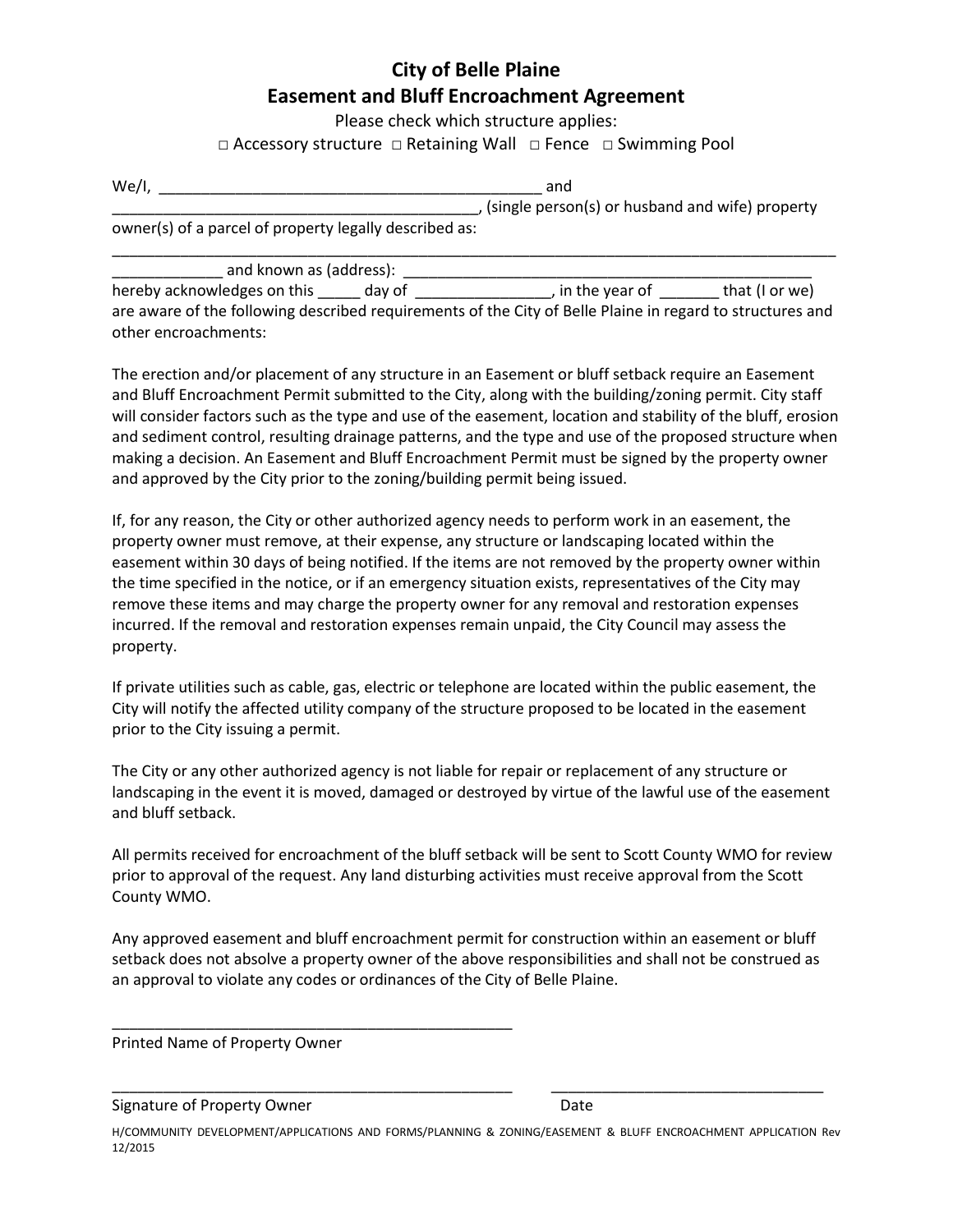# City of Belle Plaine
## Easement and Bluff Encroachment Agreement

Please check which structure applies:

□ Accessory structure □ Retaining Wall □ Fence □ Swimming Pool

We/I, _____________________________________________ and _____________________________________________, (single person(s) or husband and wife) property owner(s) of a parcel of property legally described as:

_______________________________________________________________________________________________
_____________ and known as (address): _________________________________________________
hereby acknowledges on this _____ day of ________________, in the year of _______ that (I or we) are aware of the following described requirements of the City of Belle Plaine in regard to structures and other encroachments:

The erection and/or placement of any structure in an Easement or bluff setback require an Easement and Bluff Encroachment Permit submitted to the City, along with the building/zoning permit. City staff will consider factors such as the type and use of the easement, location and stability of the bluff, erosion and sediment control, resulting drainage patterns, and the type and use of the proposed structure when making a decision. An Easement and Bluff Encroachment Permit must be signed by the property owner and approved by the City prior to the zoning/building permit being issued.

If, for any reason, the City or other authorized agency needs to perform work in an easement, the property owner must remove, at their expense, any structure or landscaping located within the easement within 30 days of being notified. If the items are not removed by the property owner within the time specified in the notice, or if an emergency situation exists, representatives of the City may remove these items and may charge the property owner for any removal and restoration expenses incurred. If the removal and restoration expenses remain unpaid, the City Council may assess the property.

If private utilities such as cable, gas, electric or telephone are located within the public easement, the City will notify the affected utility company of the structure proposed to be located in the easement prior to the City issuing a permit.

The City or any other authorized agency is not liable for repair or replacement of any structure or landscaping in the event it is moved, damaged or destroyed by virtue of the lawful use of the easement and bluff setback.

All permits received for encroachment of the bluff setback will be sent to Scott County WMO for review prior to approval of the request. Any land disturbing activities must receive approval from the Scott County WMO.

Any approved easement and bluff encroachment permit for construction within an easement or bluff setback does not absolve a property owner of the above responsibilities and shall not be construed as an approval to violate any codes or ordinances of the City of Belle Plaine.

_________________________________________________
Printed Name of Property Owner

_________________________________________________ _________________________________
Signature of Property Owner Date

H/COMMUNITY DEVELOPMENT/APPLICATIONS AND FORMS/PLANNING & ZONING/EASEMENT & BLUFF ENCROACHMENT APPLICATION Rev 12/2015